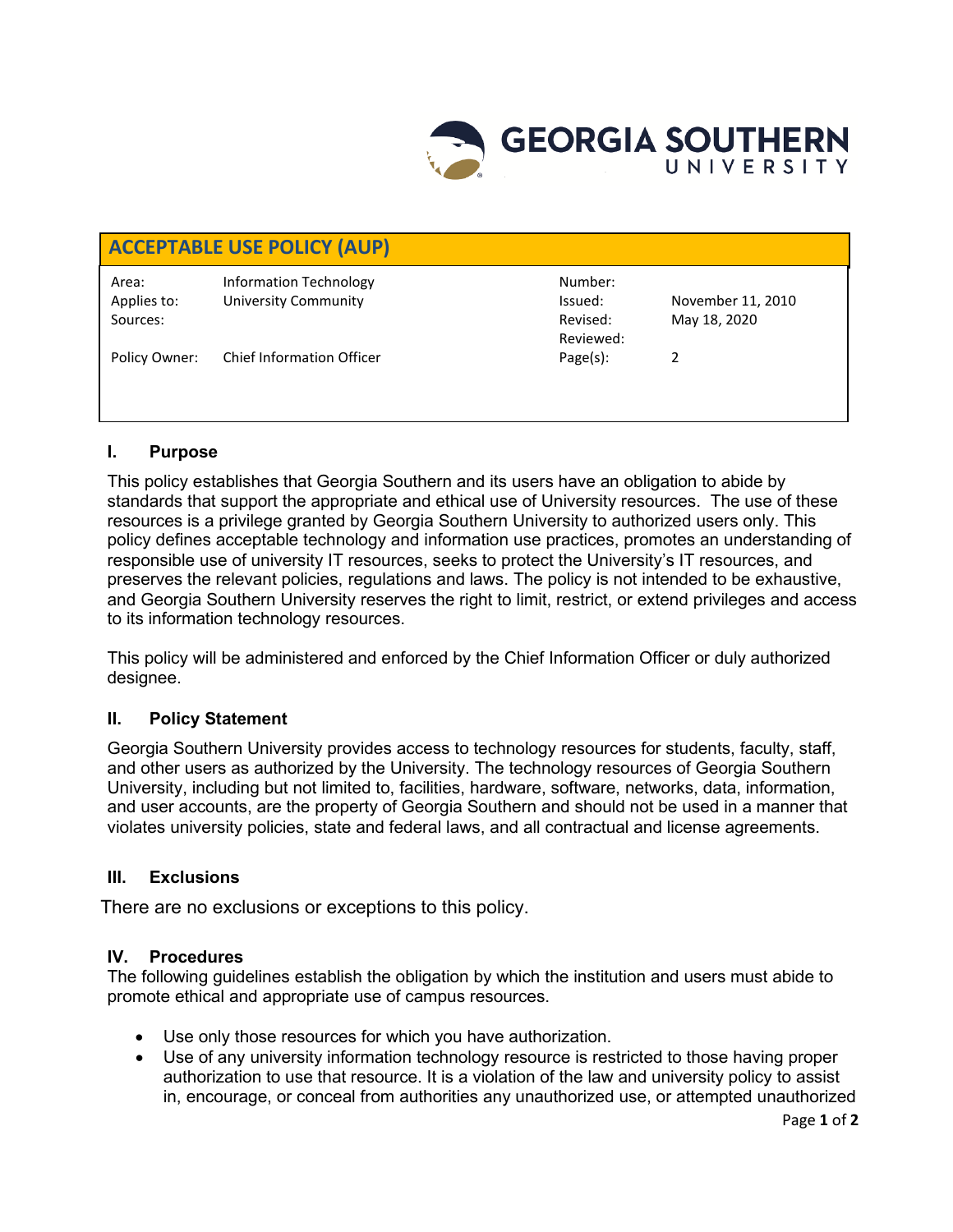# ACCEPTABLE USE POLICY (AUP)

| Area: | Information Technology | Number: | |
|---|---|---|---|
| Applies to: | University Community | Issued: | November 11, 2010 |
| Sources: | | Revised: | May 18, 2020 |
| | | Reviewed: | |
| Policy Owner: | Chief Information Officer | Page(s): | 2 |

## I. Purpose

This policy establishes that Georgia Southern and its users have an obligation to abide by standards that support the appropriate and ethical use of University resources. The use of these resources is a privilege granted by Georgia Southern University to authorized users only. This policy defines acceptable technology and information use practices, promotes an understanding of responsible use of university IT resources, seeks to protect the University's IT resources, and preserves the relevant policies, regulations and laws. The policy is not intended to be exhaustive, and Georgia Southern University reserves the right to limit, restrict, or extend privileges and access to its information technology resources.

This policy will be administered and enforced by the Chief Information Officer or duly authorized designee.

## II. Policy Statement

Georgia Southern University provides access to technology resources for students, faculty, staff, and other users as authorized by the University. The technology resources of Georgia Southern University, including but not limited to, facilities, hardware, software, networks, data, information, and user accounts, are the property of Georgia Southern and should not be used in a manner that violates university policies, state and federal laws, and all contractual and license agreements.

## III. Exclusions

There are no exclusions or exceptions to this policy.

## IV. Procedures

The following guidelines establish the obligation by which the institution and users must abide to promote ethical and appropriate use of campus resources.

- Use only those resources for which you have authorization.
- Use of any university information technology resource is restricted to those having proper authorization to use that resource. It is a violation of the law and university policy to assist in, encourage, or conceal from authorities any unauthorized use, or attempted unauthorized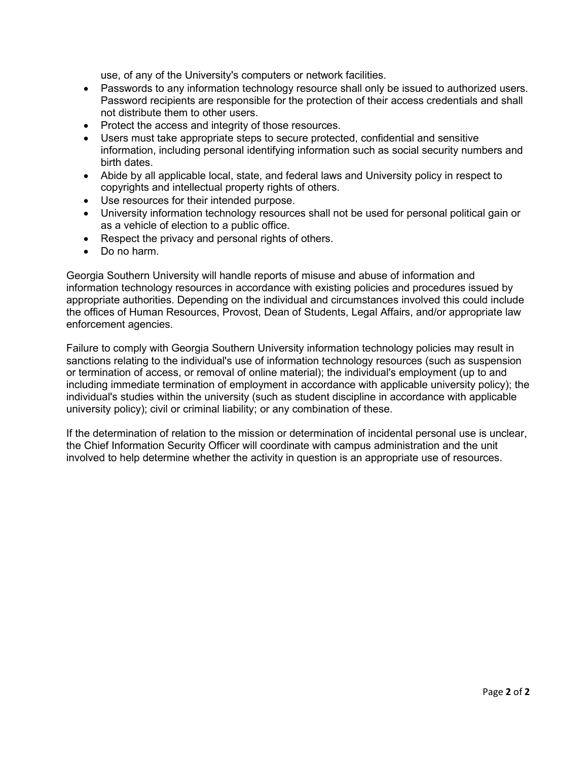use, of any of the University's computers or network facilities.

- Passwords to any information technology resource shall only be issued to authorized users. Password recipients are responsible for the protection of their access credentials and shall not distribute them to other users.
- Protect the access and integrity of those resources.
- Users must take appropriate steps to secure protected, confidential and sensitive information, including personal identifying information such as social security numbers and birth dates.
- Abide by all applicable local, state, and federal laws and University policy in respect to copyrights and intellectual property rights of others.
- Use resources for their intended purpose.
- University information technology resources shall not be used for personal political gain or as a vehicle of election to a public office.
- Respect the privacy and personal rights of others.
- Do no harm.

Georgia Southern University will handle reports of misuse and abuse of information and information technology resources in accordance with existing policies and procedures issued by appropriate authorities. Depending on the individual and circumstances involved this could include the offices of Human Resources, Provost, Dean of Students, Legal Affairs, and/or appropriate law enforcement agencies.

Failure to comply with Georgia Southern University information technology policies may result in sanctions relating to the individual's use of information technology resources (such as suspension or termination of access, or removal of online material); the individual's employment (up to and including immediate termination of employment in accordance with applicable university policy); the individual's studies within the university (such as student discipline in accordance with applicable university policy); civil or criminal liability; or any combination of these.

If the determination of relation to the mission or determination of incidental personal use is unclear, the Chief Information Security Officer will coordinate with campus administration and the unit involved to help determine whether the activity in question is an appropriate use of resources.